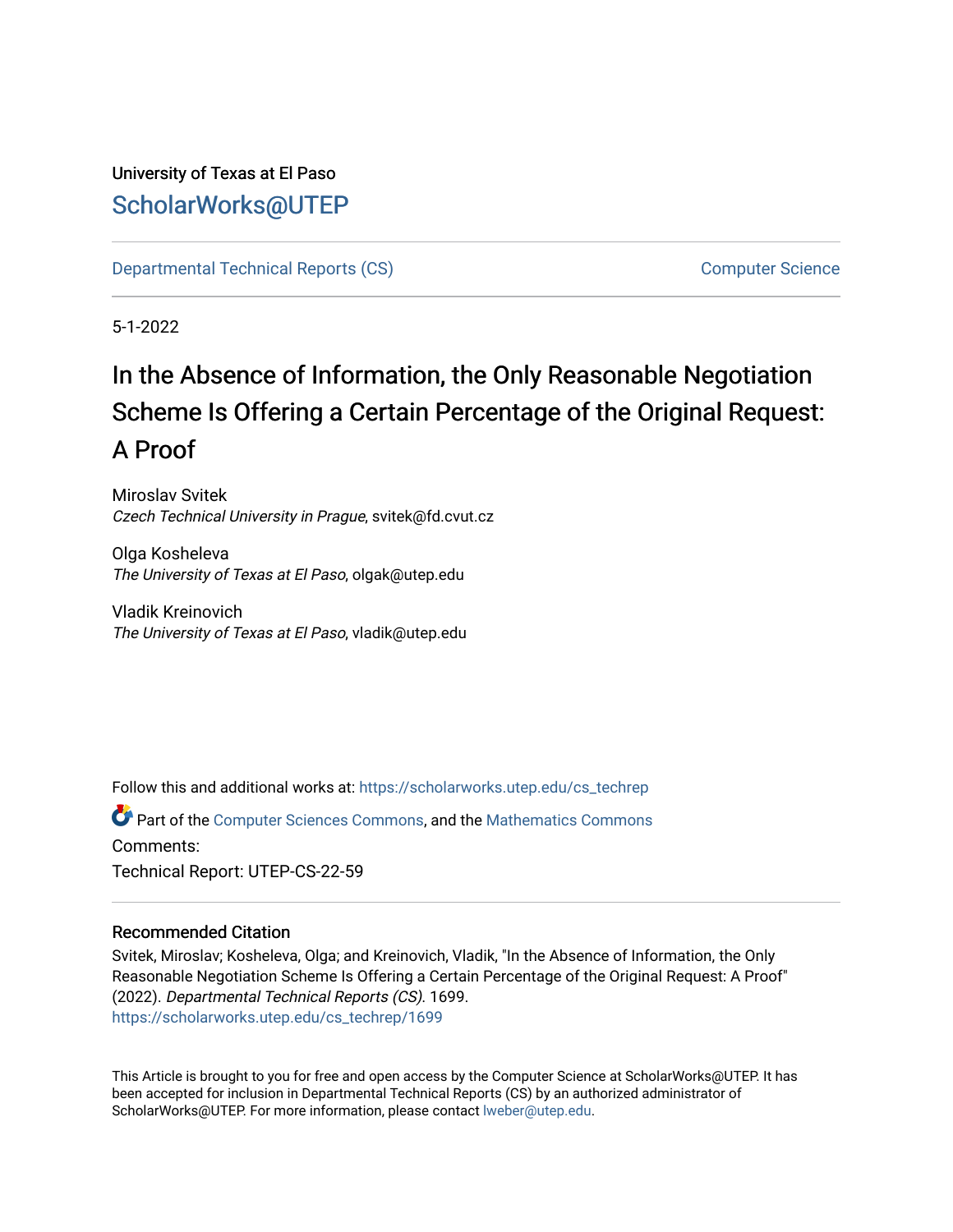University of Texas at El Paso

ScholarWorks@UTEP

Departmental Technical Reports (CS) | Computer Science

5-1-2022

# In the Absence of Information, the Only Reasonable Negotiation Scheme Is Offering a Certain Percentage of the Original Request: A Proof

Miroslav Svitek
*Czech Technical University in Prague*, svitek@fd.cvut.cz

Olga Kosheleva
*The University of Texas at El Paso*, olgak@utep.edu

Vladik Kreinovich
*The University of Texas at El Paso*, vladik@utep.edu

Follow this and additional works at: https://scholarworks.utep.edu/cs_techrep

Part of the Computer Sciences Commons, and the Mathematics Commons

Comments:

Technical Report: UTEP-CS-22-59

## Recommended Citation

Svitek, Miroslav; Kosheleva, Olga; and Kreinovich, Vladik, "In the Absence of Information, the Only Reasonable Negotiation Scheme Is Offering a Certain Percentage of the Original Request: A Proof" (2022). *Departmental Technical Reports (CS)*. 1699.
https://scholarworks.utep.edu/cs_techrep/1699

This Article is brought to you for free and open access by the Computer Science at ScholarWorks@UTEP. It has been accepted for inclusion in Departmental Technical Reports (CS) by an authorized administrator of ScholarWorks@UTEP. For more information, please contact lweber@utep.edu.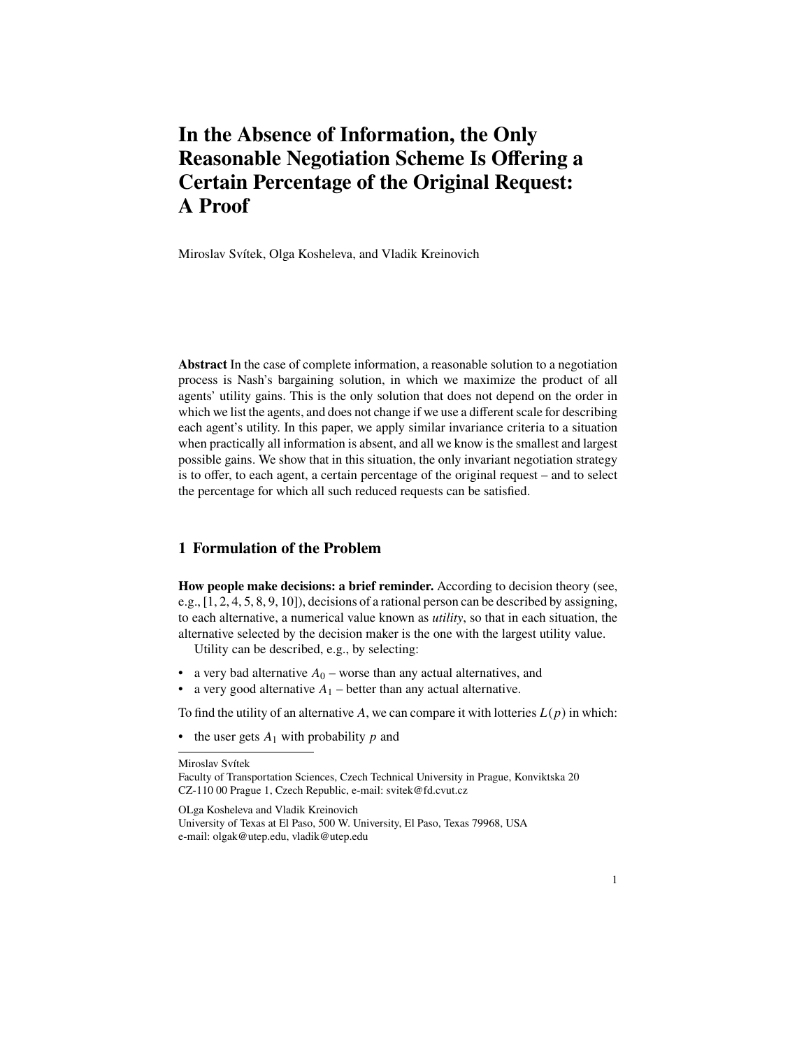# In the Absence of Information, the Only Reasonable Negotiation Scheme Is Offering a Certain Percentage of the Original Request: A Proof

Miroslav Svítek, Olga Kosheleva, and Vladik Kreinovich

**Abstract** In the case of complete information, a reasonable solution to a negotiation process is Nash's bargaining solution, in which we maximize the product of all agents' utility gains. This is the only solution that does not depend on the order in which we list the agents, and does not change if we use a different scale for describing each agent's utility. In this paper, we apply similar invariance criteria to a situation when practically all information is absent, and all we know is the smallest and largest possible gains. We show that in this situation, the only invariant negotiation strategy is to offer, to each agent, a certain percentage of the original request – and to select the percentage for which all such reduced requests can be satisfied.

## 1 Formulation of the Problem

**How people make decisions: a brief reminder.** According to decision theory (see, e.g., [1, 2, 4, 5, 8, 9, 10]), decisions of a rational person can be described by assigning, to each alternative, a numerical value known as *utility*, so that in each situation, the alternative selected by the decision maker is the one with the largest utility value.

Utility can be described, e.g., by selecting:

- a very bad alternative $A_0$ – worse than any actual alternatives, and
- a very good alternative $A_1$ – better than any actual alternative.

To find the utility of an alternative $A$, we can compare it with lotteries $L(p)$ in which:

- the user gets $A_1$ with probability $p$ and

---

Miroslav Svítek
Faculty of Transportation Sciences, Czech Technical University in Prague, Konviktska 20
CZ-110 00 Prague 1, Czech Republic, e-mail: svitek@fd.cvut.cz

OLga Kosheleva and Vladik Kreinovich
University of Texas at El Paso, 500 W. University, El Paso, Texas 79968, USA
e-mail: olgak@utep.edu, vladik@utep.edu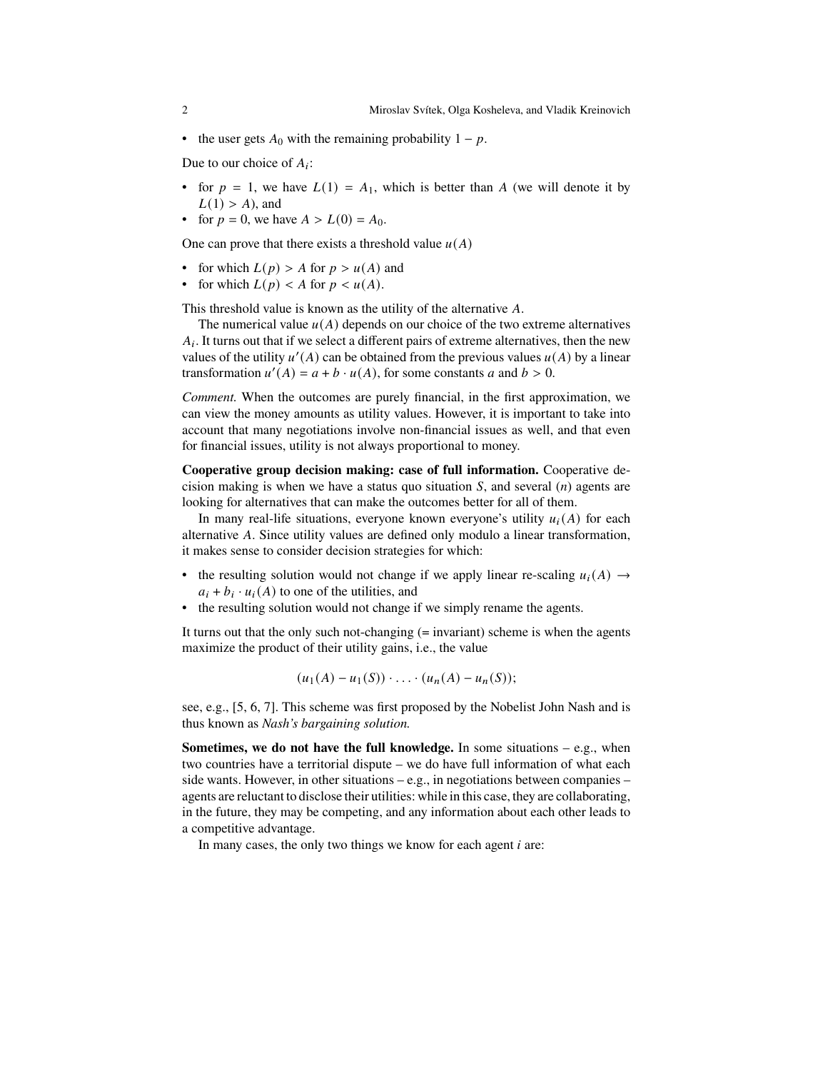- the user gets $A_0$ with the remaining probability $1 - p$.

Due to our choice of $A_i$:

- for $p = 1$, we have $L(1) = A_1$, which is better than $A$ (we will denote it by $L(1) > A$), and
- for $p = 0$, we have $A > L(0) = A_0$.

One can prove that there exists a threshold value $u(A)$

- for which $L(p) > A$ for $p > u(A)$ and
- for which $L(p) < A$ for $p < u(A)$.

This threshold value is known as the utility of the alternative $A$.

The numerical value $u(A)$ depends on our choice of the two extreme alternatives $A_i$. It turns out that if we select a different pairs of extreme alternatives, then the new values of the utility $u'(A)$ can be obtained from the previous values $u(A)$ by a linear transformation $u'(A) = a + b \cdot u(A)$, for some constants $a$ and $b > 0$.

*Comment.* When the outcomes are purely financial, in the first approximation, we can view the money amounts as utility values. However, it is important to take into account that many negotiations involve non-financial issues as well, and that even for financial issues, utility is not always proportional to money.

**Cooperative group decision making: case of full information.** Cooperative decision making is when we have a status quo situation $S$, and several ($n$) agents are looking for alternatives that can make the outcomes better for all of them.

In many real-life situations, everyone known everyone's utility $u_i(A)$ for each alternative $A$. Since utility values are defined only modulo a linear transformation, it makes sense to consider decision strategies for which:

- the resulting solution would not change if we apply linear re-scaling $u_i(A) \to a_i + b_i \cdot u_i(A)$ to one of the utilities, and
- the resulting solution would not change if we simply rename the agents.

It turns out that the only such not-changing (= invariant) scheme is when the agents maximize the product of their utility gains, i.e., the value

$$(u_1(A) - u_1(S)) \cdot \ldots \cdot (u_n(A) - u_n(S));$$

see, e.g., [5, 6, 7]. This scheme was first proposed by the Nobelist John Nash and is thus known as *Nash's bargaining solution.*

**Sometimes, we do not have the full knowledge.** In some situations – e.g., when two countries have a territorial dispute – we do have full information of what each side wants. However, in other situations – e.g., in negotiations between companies – agents are reluctant to disclose their utilities: while in this case, they are collaborating, in the future, they may be competing, and any information about each other leads to a competitive advantage.

In many cases, the only two things we know for each agent $i$ are: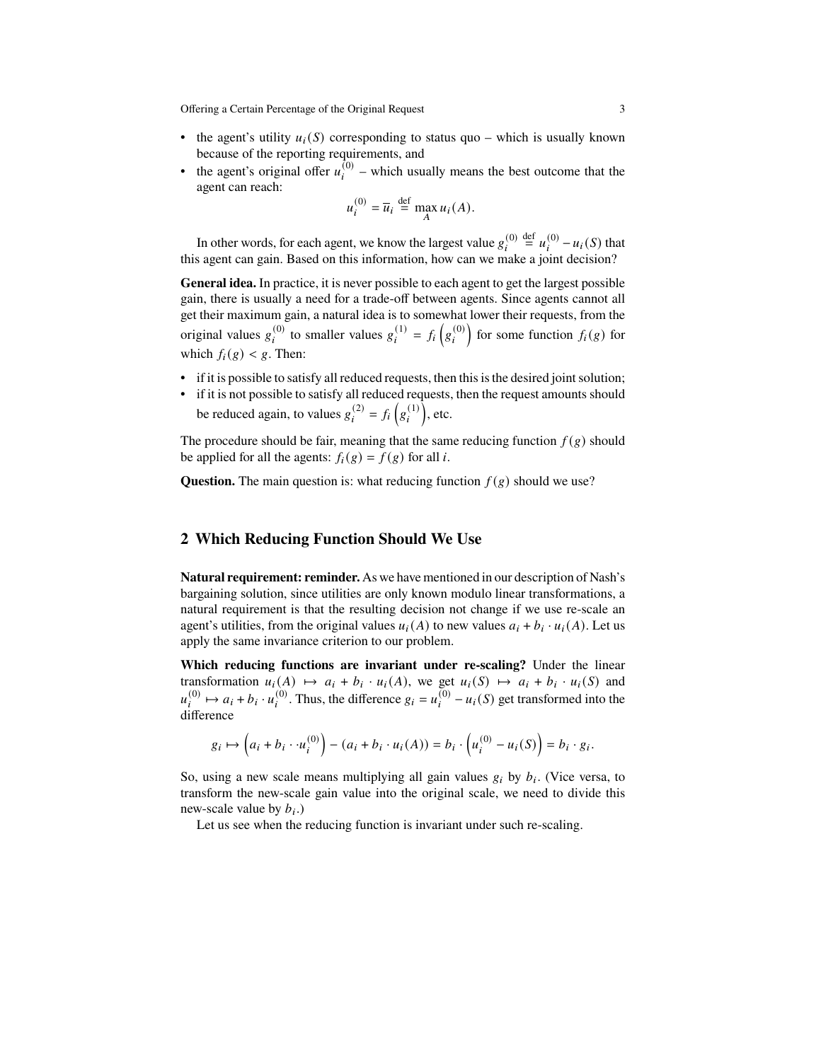- the agent's utility $u_i(S)$ corresponding to status quo – which is usually known because of the reporting requirements, and
- the agent's original offer $u_i^{(0)}$ – which usually means the best outcome that the agent can reach:

$$u_i^{(0)} = \overline{u}_i \stackrel{\text{def}}{=} \max_A u_i(A).$$

In other words, for each agent, we know the largest value $g_i^{(0)} \stackrel{\text{def}}{=} u_i^{(0)} - u_i(S)$ that this agent can gain. Based on this information, how can we make a joint decision?

**General idea.** In practice, it is never possible to each agent to get the largest possible gain, there is usually a need for a trade-off between agents. Since agents cannot all get their maximum gain, a natural idea is to somewhat lower their requests, from the original values $g_i^{(0)}$ to smaller values $g_i^{(1)} = f_i\left(g_i^{(0)}\right)$ for some function $f_i(g)$ for which $f_i(g) < g$. Then:

- if it is possible to satisfy all reduced requests, then this is the desired joint solution;
- if it is not possible to satisfy all reduced requests, then the request amounts should be reduced again, to values $g_i^{(2)} = f_i\left(g_i^{(1)}\right)$, etc.

The procedure should be fair, meaning that the same reducing function $f(g)$ should be applied for all the agents: $f_i(g) = f(g)$ for all $i$.

**Question.** The main question is: what reducing function $f(g)$ should we use?

## 2 Which Reducing Function Should We Use

**Natural requirement: reminder.** As we have mentioned in our description of Nash's bargaining solution, since utilities are only known modulo linear transformations, a natural requirement is that the resulting decision not change if we use re-scale an agent's utilities, from the original values $u_i(A)$ to new values $a_i + b_i \cdot u_i(A)$. Let us apply the same invariance criterion to our problem.

**Which reducing functions are invariant under re-scaling?** Under the linear transformation $u_i(A) \mapsto a_i + b_i \cdot u_i(A)$, we get $u_i(S) \mapsto a_i + b_i \cdot u_i(S)$ and $u_i^{(0)} \mapsto a_i + b_i \cdot u_i^{(0)}$. Thus, the difference $g_i = u_i^{(0)} - u_i(S)$ get transformed into the difference

$$g_i \mapsto \left(a_i + b_i \cdot \cdot u_i^{(0)}\right) - (a_i + b_i \cdot u_i(A)) = b_i \cdot \left(u_i^{(0)} - u_i(S)\right) = b_i \cdot g_i.$$

So, using a new scale means multiplying all gain values $g_i$ by $b_i$. (Vice versa, to transform the new-scale gain value into the original scale, we need to divide this new-scale value by $b_i$.)

Let us see when the reducing function is invariant under such re-scaling.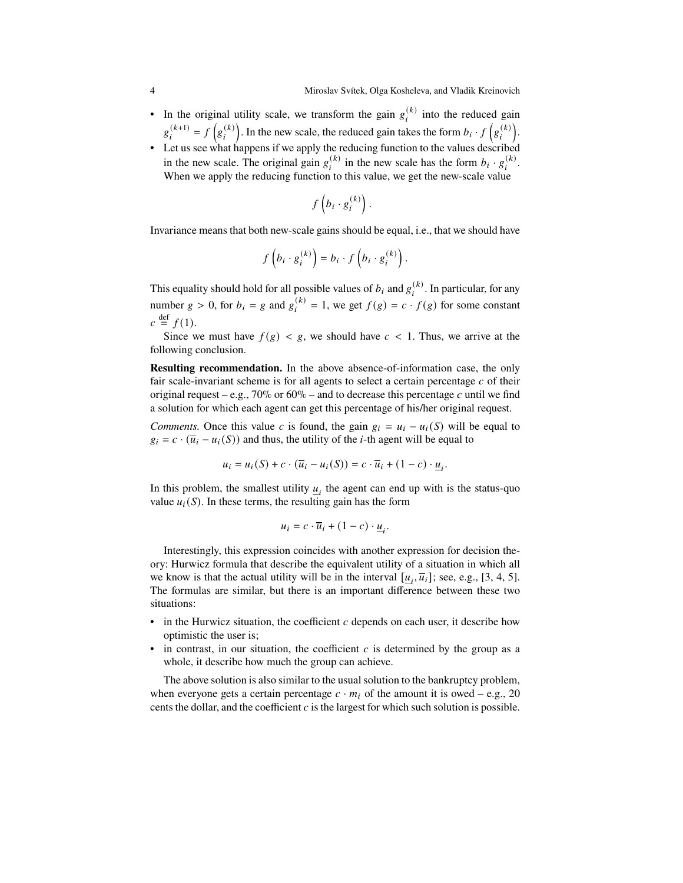- In the original utility scale, we transform the gain $g_i^{(k)}$ into the reduced gain $g_i^{(k+1)} = f\left(g_i^{(k)}\right)$. In the new scale, the reduced gain takes the form $b_i \cdot f\left(g_i^{(k)}\right)$.
- Let us see what happens if we apply the reducing function to the values described in the new scale. The original gain $g_i^{(k)}$ in the new scale has the form $b_i \cdot g_i^{(k)}$. When we apply the reducing function to this value, we get the new-scale value

$$f\left(b_i \cdot g_i^{(k)}\right).$$

Invariance means that both new-scale gains should be equal, i.e., that we should have

$$f\left(b_i \cdot g_i^{(k)}\right) = b_i \cdot f\left(b_i \cdot g_i^{(k)}\right).$$

This equality should hold for all possible values of $b_i$ and $g_i^{(k)}$. In particular, for any number $g > 0$, for $b_i = g$ and $g_i^{(k)} = 1$, we get $f(g) = c \cdot f(g)$ for some constant $c \stackrel{\text{def}}{=} f(1)$.

Since we must have $f(g) < g$, we should have $c < 1$. Thus, we arrive at the following conclusion.

**Resulting recommendation.** In the above absence-of-information case, the only fair scale-invariant scheme is for all agents to select a certain percentage $c$ of their original request – e.g., 70% or 60% – and to decrease this percentage $c$ until we find a solution for which each agent can get this percentage of his/her original request.

*Comments.* Once this value $c$ is found, the gain $g_i = u_i - u_i(S)$ will be equal to $g_i = c \cdot (\overline{u}_i - u_i(S))$ and thus, the utility of the $i$-th agent will be equal to

$$u_i = u_i(S) + c \cdot (\overline{u}_i - u_i(S)) = c \cdot \overline{u}_i + (1 - c) \cdot \underline{u}_i.$$

In this problem, the smallest utility $\underline{u}_i$ the agent can end up with is the status-quo value $u_i(S)$. In these terms, the resulting gain has the form

$$u_i = c \cdot \overline{u}_i + (1 - c) \cdot \underline{u}_i.$$

Interestingly, this expression coincides with another expression for decision theory: Hurwicz formula that describe the equivalent utility of a situation in which all we know is that the actual utility will be in the interval $[\underline{u}_i, \overline{u}_i]$; see, e.g., [3, 4, 5]. The formulas are similar, but there is an important difference between these two situations:

- in the Hurwicz situation, the coefficient $c$ depends on each user, it describe how optimistic the user is;
- in contrast, in our situation, the coefficient $c$ is determined by the group as a whole, it describe how much the group can achieve.

The above solution is also similar to the usual solution to the bankruptcy problem, when everyone gets a certain percentage $c \cdot m_i$ of the amount it is owed – e.g., 20 cents the dollar, and the coefficient $c$ is the largest for which such solution is possible.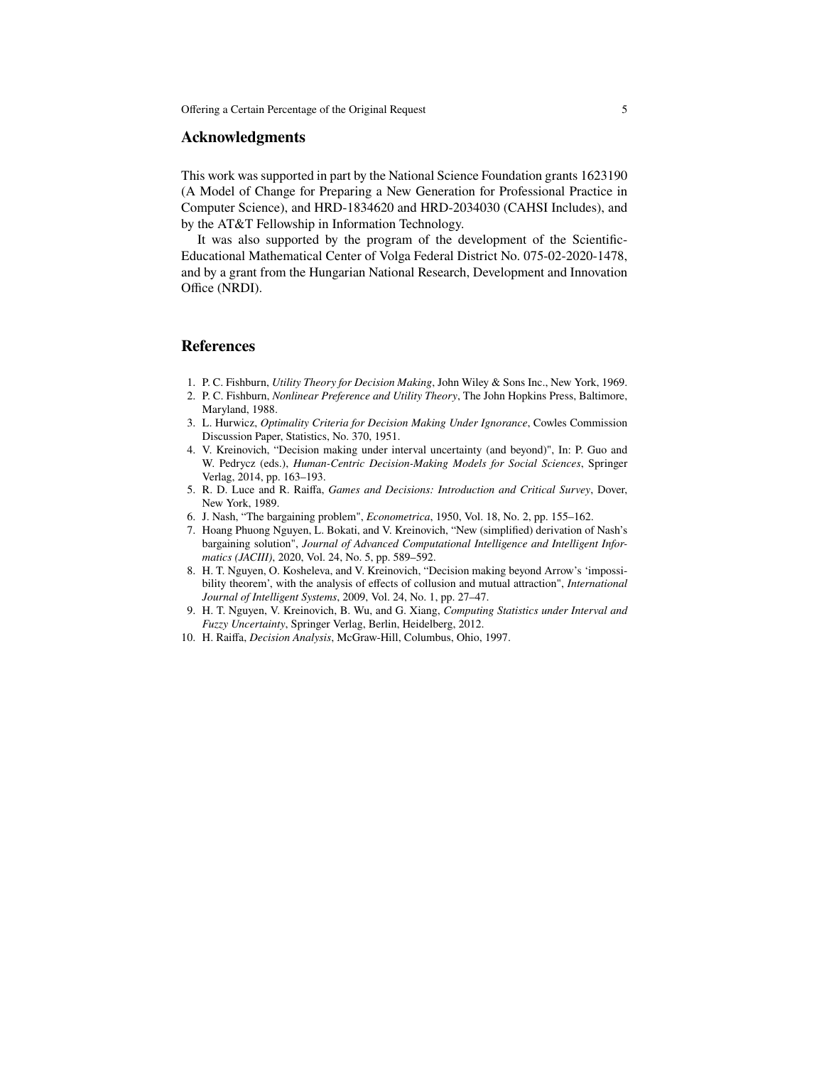## Acknowledgments

This work was supported in part by the National Science Foundation grants 1623190 (A Model of Change for Preparing a New Generation for Professional Practice in Computer Science), and HRD-1834620 and HRD-2034030 (CAHSI Includes), and by the AT&T Fellowship in Information Technology.

It was also supported by the program of the development of the Scientific-Educational Mathematical Center of Volga Federal District No. 075-02-2020-1478, and by a grant from the Hungarian National Research, Development and Innovation Office (NRDI).

## References

1. P. C. Fishburn, *Utility Theory for Decision Making*, John Wiley & Sons Inc., New York, 1969.
2. P. C. Fishburn, *Nonlinear Preference and Utility Theory*, The John Hopkins Press, Baltimore, Maryland, 1988.
3. L. Hurwicz, *Optimality Criteria for Decision Making Under Ignorance*, Cowles Commission Discussion Paper, Statistics, No. 370, 1951.
4. V. Kreinovich, "Decision making under interval uncertainty (and beyond)", In: P. Guo and W. Pedrycz (eds.), *Human-Centric Decision-Making Models for Social Sciences*, Springer Verlag, 2014, pp. 163–193.
5. R. D. Luce and R. Raiffa, *Games and Decisions: Introduction and Critical Survey*, Dover, New York, 1989.
6. J. Nash, "The bargaining problem", *Econometrica*, 1950, Vol. 18, No. 2, pp. 155–162.
7. Hoang Phuong Nguyen, L. Bokati, and V. Kreinovich, "New (simplified) derivation of Nash's bargaining solution", *Journal of Advanced Computational Intelligence and Intelligent Informatics (JACIII)*, 2020, Vol. 24, No. 5, pp. 589–592.
8. H. T. Nguyen, O. Kosheleva, and V. Kreinovich, "Decision making beyond Arrow's 'impossibility theorem', with the analysis of effects of collusion and mutual attraction", *International Journal of Intelligent Systems*, 2009, Vol. 24, No. 1, pp. 27–47.
9. H. T. Nguyen, V. Kreinovich, B. Wu, and G. Xiang, *Computing Statistics under Interval and Fuzzy Uncertainty*, Springer Verlag, Berlin, Heidelberg, 2012.
10. H. Raiffa, *Decision Analysis*, McGraw-Hill, Columbus, Ohio, 1997.